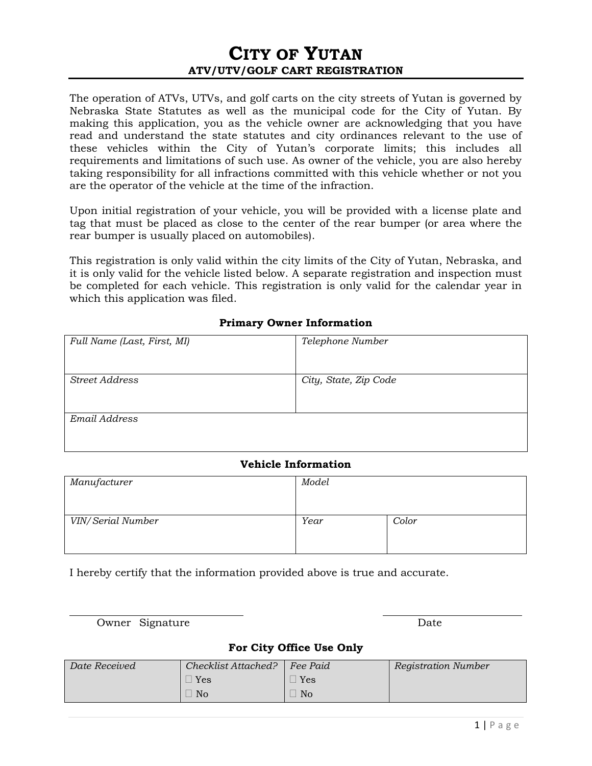# City of Yutan

## ATV/UTV/GOLF CART REGISTRATION

The operation of ATVs, UTVs, and golf carts on the city streets of Yutan is governed by Nebraska State Statutes as well as the municipal code for the City of Yutan. By making this application, you as the vehicle owner are acknowledging that you have read and understand the state statutes and city ordinances relevant to the use of these vehicles within the City of Yutan's corporate limits; this includes all requirements and limitations of such use. As owner of the vehicle, you are also hereby taking responsibility for all infractions committed with this vehicle whether or not you are the operator of the vehicle at the time of the infraction.

Upon initial registration of your vehicle, you will be provided with a license plate and tag that must be placed as close to the center of the rear bumper (or area where the rear bumper is usually placed on automobiles).

This registration is only valid within the city limits of the City of Yutan, Nebraska, and it is only valid for the vehicle listed below. A separate registration and inspection must be completed for each vehicle. This registration is only valid for the calendar year in which this application was filed.

### Primary Owner Information

| *Full Name (Last, First, MI)* | *Telephone Number* |
|---|---|
| *Street Address* | *City, State, Zip Code* |
| *Email Address* | |

### Vehicle Information

| *Manufacturer* | *Model* | |
|---|---|---|
| *VIN/Serial Number* | *Year* | *Color* |

I hereby certify that the information provided above is true and accurate.

\_\_\_\_\_\_\_\_\_\_\_\_\_\_\_\_\_\_\_\_\_\_\_\_\_\_\_\_ \_\_\_\_\_\_\_\_\_\_\_\_\_\_\_\_\_\_\_\_

Owner Signature Date

### For City Office Use Only

| *Date Received* | *Checklist Attached?* | *Fee Paid* | *Registration Number* |
|---|---|---|---|
| | ☐ Yes<br>☐ No | ☐ Yes<br>☐ No | |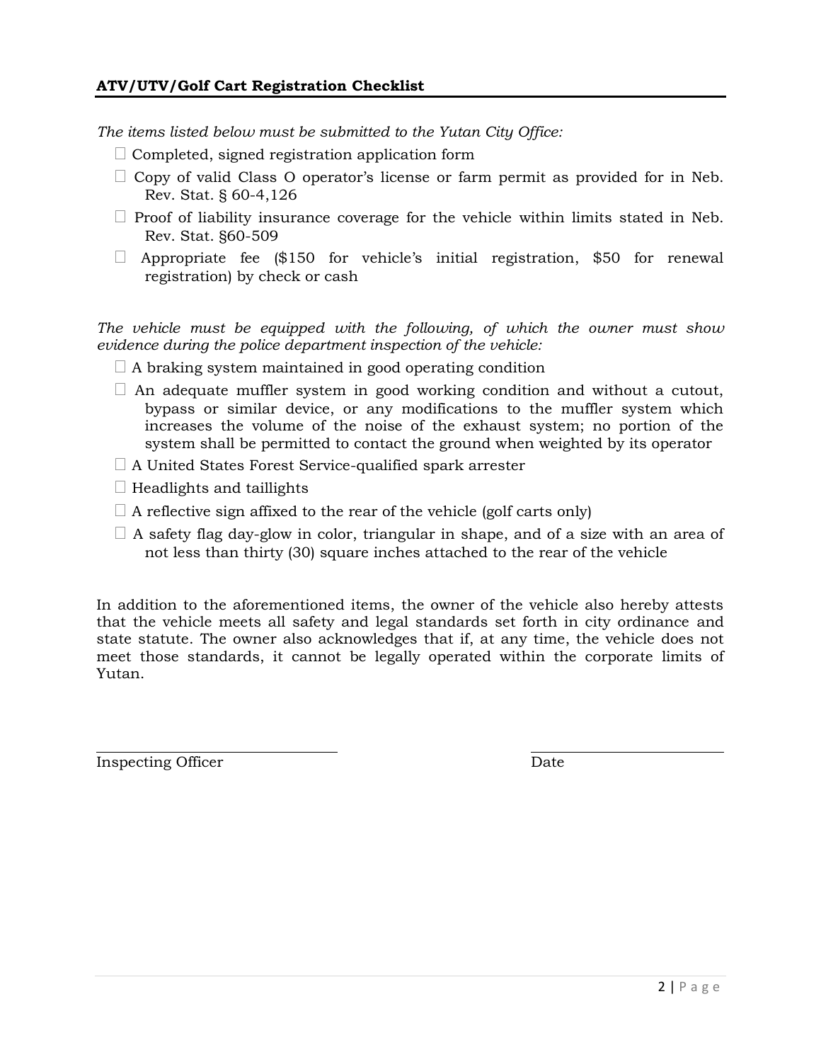**ATV/UTV/Golf Cart Registration Checklist**

*The items listed below must be submitted to the Yutan City Office:*

- ☐ Completed, signed registration application form
- ☐ Copy of valid Class O operator's license or farm permit as provided for in Neb. Rev. Stat. § 60-4,126
- ☐ Proof of liability insurance coverage for the vehicle within limits stated in Neb. Rev. Stat. §60-509
- ☐ Appropriate fee ($150 for vehicle's initial registration, $50 for renewal registration) by check or cash

*The vehicle must be equipped with the following, of which the owner must show evidence during the police department inspection of the vehicle:*

- ☐ A braking system maintained in good operating condition
- ☐ An adequate muffler system in good working condition and without a cutout, bypass or similar device, or any modifications to the muffler system which increases the volume of the noise of the exhaust system; no portion of the system shall be permitted to contact the ground when weighted by its operator
- ☐ A United States Forest Service-qualified spark arrester
- ☐ Headlights and taillights
- ☐ A reflective sign affixed to the rear of the vehicle (golf carts only)
- ☐ A safety flag day-glow in color, triangular in shape, and of a size with an area of not less than thirty (30) square inches attached to the rear of the vehicle

In addition to the aforementioned items, the owner of the vehicle also hereby attests that the vehicle meets all safety and legal standards set forth in city ordinance and state statute. The owner also acknowledges that if, at any time, the vehicle does not meet those standards, it cannot be legally operated within the corporate limits of Yutan.

\_\_\_\_\_\_\_\_\_\_\_\_\_\_\_\_\_\_\_\_\_\_\_\_\_\_\_\_\_\_ \_\_\_\_\_\_\_\_\_\_\_\_\_\_\_\_\_\_\_\_\_\_\_\_

Inspecting Officer Date